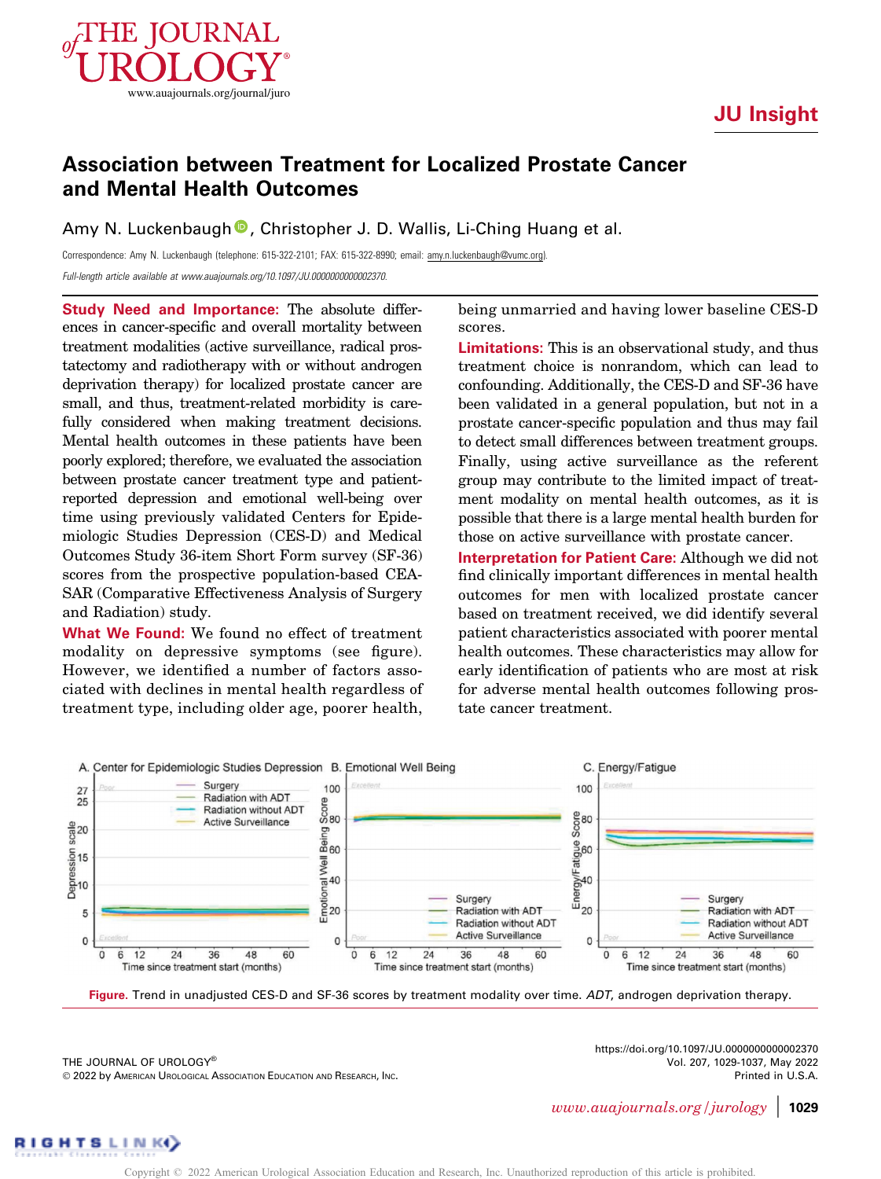# JU Insight

## Association between Treatment for Localized Prostate Cancer and Mental Health Outcomes

Amy N. Luckenbaugh, Christopher J. D. Wallis, Li-Ching Huang et al.

Correspondence: Amy N. Luckenbaugh (telephone: 615-322-2101; FAX: 615-322-8990; email: amy.n.luckenbaugh@vumc.org).

*Full-length article available at www.auajournals.org/10.1097/JU.0000000000002370.*

**Study Need and Importance:** The absolute differences in cancer-specific and overall mortality between treatment modalities (active surveillance, radical prostatectomy and radiotherapy with or without androgen deprivation therapy) for localized prostate cancer are small, and thus, treatment-related morbidity is carefully considered when making treatment decisions. Mental health outcomes in these patients have been poorly explored; therefore, we evaluated the association between prostate cancer treatment type and patient-reported depression and emotional well-being over time using previously validated Centers for Epidemiologic Studies Depression (CES-D) and Medical Outcomes Study 36-item Short Form survey (SF-36) scores from the prospective population-based CEASAR (Comparative Effectiveness Analysis of Surgery and Radiation) study.

**What We Found:** We found no effect of treatment modality on depressive symptoms (see figure). However, we identified a number of factors associated with declines in mental health regardless of treatment type, including older age, poorer health, being unmarried and having lower baseline CES-D scores.

**Limitations:** This is an observational study, and thus treatment choice is nonrandom, which can lead to confounding. Additionally, the CES-D and SF-36 have been validated in a general population, but not in a prostate cancer-specific population and thus may fail to detect small differences between treatment groups. Finally, using active surveillance as the referent group may contribute to the limited impact of treatment modality on mental health outcomes, as it is possible that there is a large mental health burden for those on active surveillance with prostate cancer.

**Interpretation for Patient Care:** Although we did not find clinically important differences in mental health outcomes for men with localized prostate cancer based on treatment received, we did identify several patient characteristics associated with poorer mental health outcomes. These characteristics may allow for early identification of patients who are most at risk for adverse mental health outcomes following prostate cancer treatment.

A. Center for Epidemiologic Studies Depression
Depression scale
Poor
Excellent
Surgery
Radiation with ADT
Radiation without ADT
Active Surveillance
Time since treatment start (months)

B. Emotional Well Being
Emotional Well Being Score
Excellent
Poor
Surgery
Radiation with ADT
Radiation without ADT
Active Surveillance
Time since treatment start (months)

C. Energy/Fatigue
Energy/Fatigue Score
Excellent
Poor
Surgery
Radiation with ADT
Radiation without ADT
Active Surveillance
Time since treatment start (months)

**Figure.** Trend in unadjusted CES-D and SF-36 scores by treatment modality over time. *ADT*, androgen deprivation therapy.

https://doi.org/10.1097/JU.0000000000002370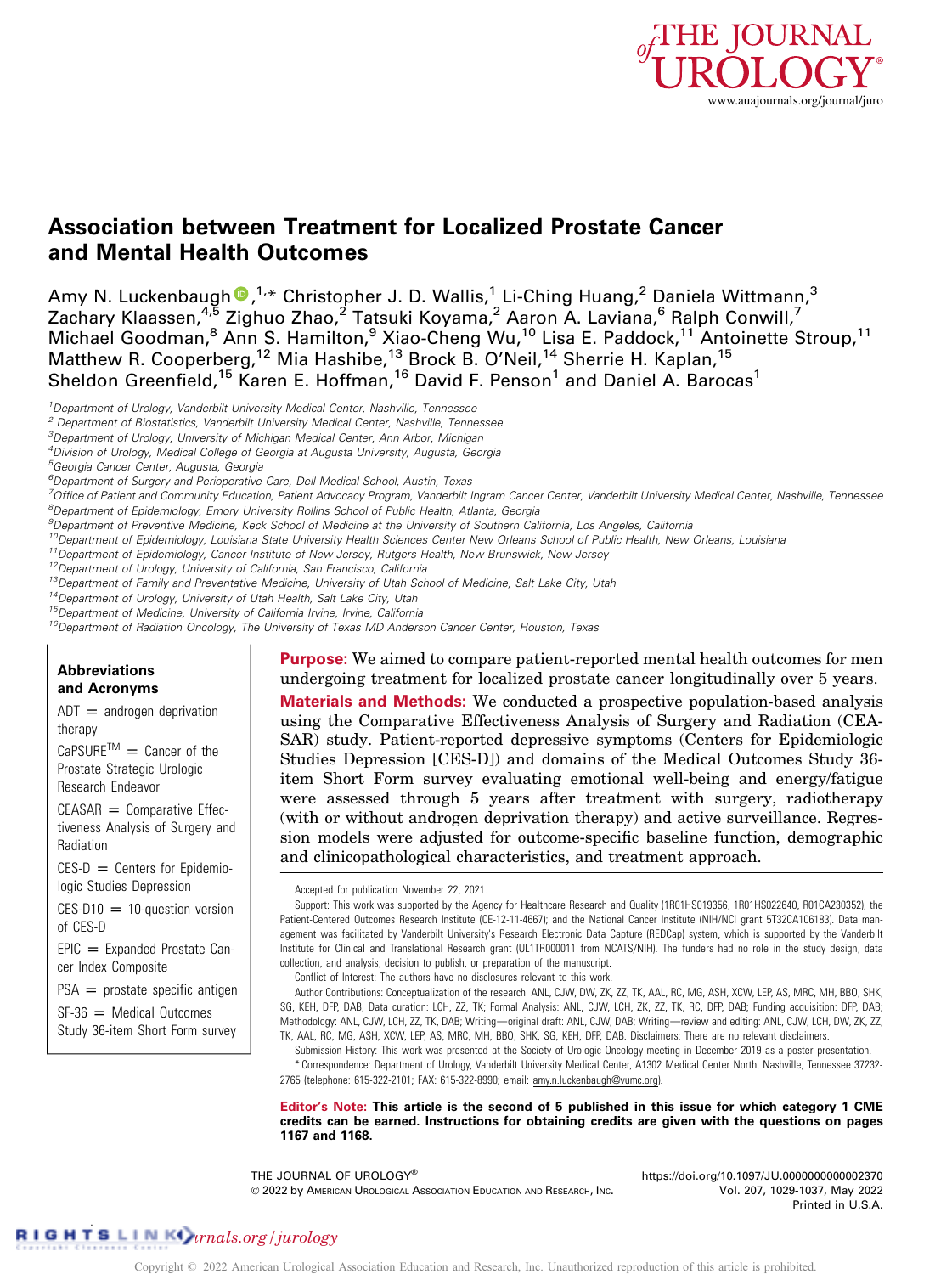# Association between Treatment for Localized Prostate Cancer and Mental Health Outcomes

Amy N. Luckenbaugh,[1,*] Christopher J. D. Wallis,[1] Li-Ching Huang,[2] Daniela Wittmann,[3] Zachary Klaassen,[4,5] Zighuo Zhao,[2] Tatsuki Koyama,[2] Aaron A. Laviana,[6] Ralph Conwill,[7] Michael Goodman,[8] Ann S. Hamilton,[9] Xiao-Cheng Wu,[10] Lisa E. Paddock,[11] Antoinette Stroup,[11] Matthew R. Cooperberg,[12] Mia Hashibe,[13] Brock B. O'Neil,[14] Sherrie H. Kaplan,[15] Sheldon Greenfield,[15] Karen E. Hoffman,[16] David F. Penson[1] and Daniel A. Barocas[1]

[1]Department of Urology, Vanderbilt University Medical Center, Nashville, Tennessee
[2]Department of Biostatistics, Vanderbilt University Medical Center, Nashville, Tennessee
[3]Department of Urology, University of Michigan Medical Center, Ann Arbor, Michigan
[4]Division of Urology, Medical College of Georgia at Augusta University, Augusta, Georgia
[5]Georgia Cancer Center, Augusta, Georgia
[6]Department of Surgery and Perioperative Care, Dell Medical School, Austin, Texas
[7]Office of Patient and Community Education, Patient Advocacy Program, Vanderbilt Ingram Cancer Center, Vanderbilt University Medical Center, Nashville, Tennessee
[8]Department of Epidemiology, Emory University Rollins School of Public Health, Atlanta, Georgia
[9]Department of Preventive Medicine, Keck School of Medicine at the University of Southern California, Los Angeles, California
[10]Department of Epidemiology, Louisiana State University Health Sciences Center New Orleans School of Public Health, New Orleans, Louisiana
[11]Department of Epidemiology, Cancer Institute of New Jersey, Rutgers Health, New Brunswick, New Jersey
[12]Department of Urology, University of California, San Francisco, California
[13]Department of Family and Preventative Medicine, University of Utah School of Medicine, Salt Lake City, Utah
[14]Department of Urology, University of Utah Health, Salt Lake City, Utah
[15]Department of Medicine, University of California Irvine, Irvine, California
[16]Department of Radiation Oncology, The University of Texas MD Anderson Cancer Center, Houston, Texas

**Abbreviations and Acronyms**

ADT = androgen deprivation therapy

CaPSURE™ = Cancer of the Prostate Strategic Urologic Research Endeavor

CEASAR = Comparative Effectiveness Analysis of Surgery and Radiation

CES-D = Centers for Epidemiologic Studies Depression

CES-D10 = 10-question version of CES-D

EPIC = Expanded Prostate Cancer Index Composite

PSA = prostate specific antigen

SF-36 = Medical Outcomes Study 36-item Short Form survey

**Purpose:** We aimed to compare patient-reported mental health outcomes for men undergoing treatment for localized prostate cancer longitudinally over 5 years.

**Materials and Methods:** We conducted a prospective population-based analysis using the Comparative Effectiveness Analysis of Surgery and Radiation (CEASAR) study. Patient-reported depressive symptoms (Centers for Epidemiologic Studies Depression [CES-D]) and domains of the Medical Outcomes Study 36-item Short Form survey evaluating emotional well-being and energy/fatigue were assessed through 5 years after treatment with surgery, radiotherapy (with or without androgen deprivation therapy) and active surveillance. Regression models were adjusted for outcome-specific baseline function, demographic and clinicopathological characteristics, and treatment approach.

Accepted for publication November 22, 2021.

Support: This work was supported by the Agency for Healthcare Research and Quality (1R01HS019356, 1R01HS022640, R01CA230352); the Patient-Centered Outcomes Research Institute (CE-12-11-4667); and the National Cancer Institute (NIH/NCI grant 5T32CA106183). Data management was facilitated by Vanderbilt University's Research Electronic Data Capture (REDCap) system, which is supported by the Vanderbilt Institute for Clinical and Translational Research grant (UL1TR000011 from NCATS/NIH). The funders had no role in the study design, data collection, and analysis, decision to publish, or preparation of the manuscript.

Conflict of Interest: The authors have no disclosures relevant to this work.

Author Contributions: Conceptualization of the research: ANL, CJW, DW, ZK, ZZ, TK, AAL, RC, MG, ASH, XCW, LEP, AS, MRC, MH, BBO, SHK, SG, KEH, DFP, DAB; Data curation: LCH, ZZ, TK; Formal Analysis: ANL, CJW, LCH, ZK, ZZ, TK, RC, DFP, DAB; Funding acquisition: DFP, DAB; Methodology: ANL, CJW, LCH, ZZ, TK, DAB; Writing—original draft: ANL, CJW, DAB; Writing—review and editing: ANL, CJW, LCH, DW, ZK, ZZ, TK, AAL, RC, MG, ASH, XCW, LEP, AS, MRC, MH, BBO, SHK, SG, KEH, DFP, DAB. Disclaimers: There are no relevant disclaimers.

Submission History: This work was presented at the Society of Urologic Oncology meeting in December 2019 as a poster presentation.

* Correspondence: Department of Urology, Vanderbilt University Medical Center, A1302 Medical Center North, Nashville, Tennessee 37232-2765 (telephone: 615-322-2101; FAX: 615-322-8990; email: amy.n.luckenbaugh@vumc.org).

**Editor's Note: This article is the second of 5 published in this issue for which category 1 CME credits can be earned. Instructions for obtaining credits are given with the questions on pages 1167 and 1168.**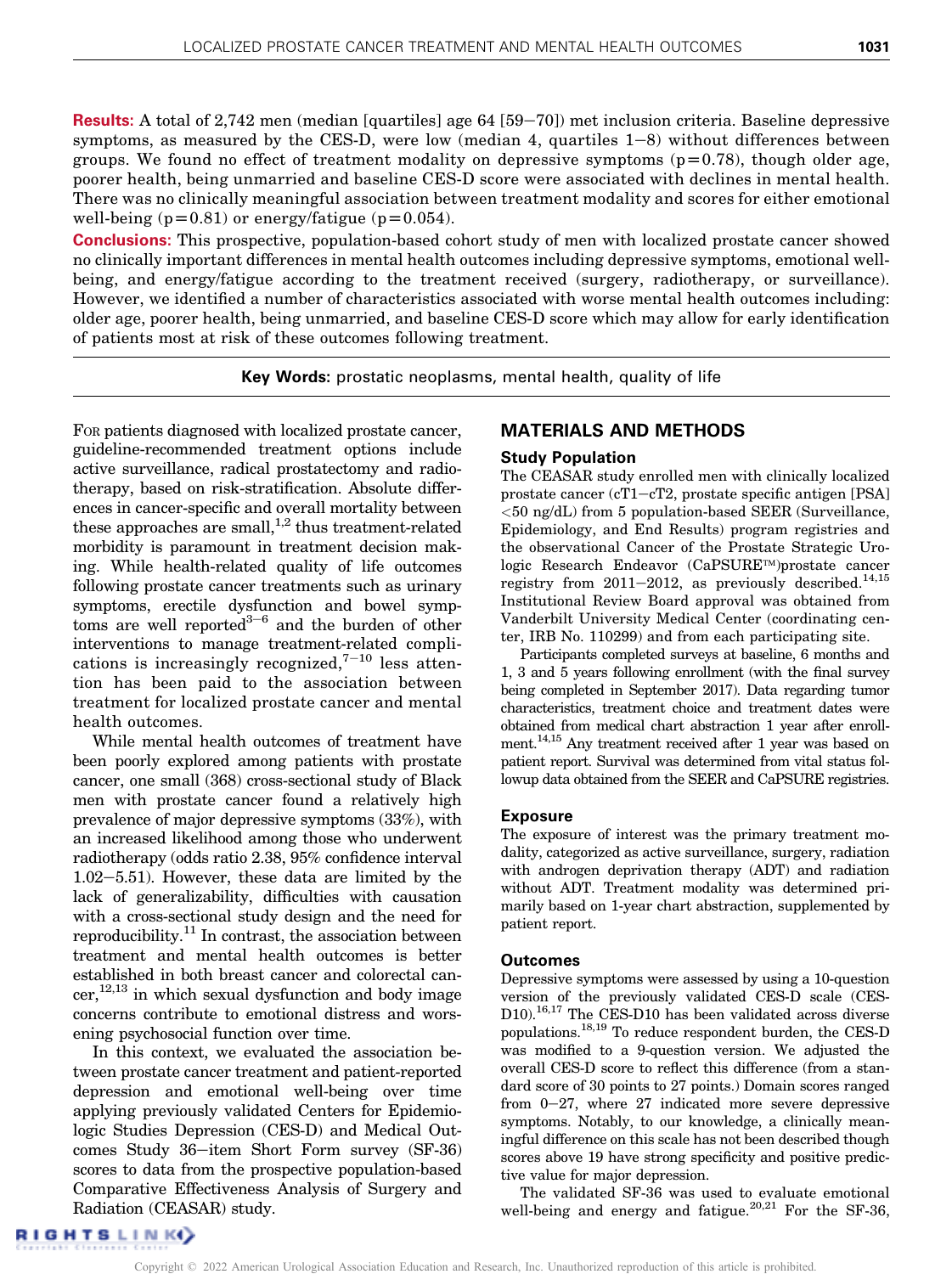**Results:** A total of 2,742 men (median [quartiles] age 64 [59−70]) met inclusion criteria. Baseline depressive symptoms, as measured by the CES-D, were low (median 4, quartiles 1−8) without differences between groups. We found no effect of treatment modality on depressive symptoms (p=0.78), though older age, poorer health, being unmarried and baseline CES-D score were associated with declines in mental health. There was no clinically meaningful association between treatment modality and scores for either emotional well-being (p=0.81) or energy/fatigue (p=0.054).

**Conclusions:** This prospective, population-based cohort study of men with localized prostate cancer showed no clinically important differences in mental health outcomes including depressive symptoms, emotional well-being, and energy/fatigue according to the treatment received (surgery, radiotherapy, or surveillance). However, we identified a number of characteristics associated with worse mental health outcomes including: older age, poorer health, being unmarried, and baseline CES-D score which may allow for early identification of patients most at risk of these outcomes following treatment.

**Key Words:** prostatic neoplasms, mental health, quality of life

For patients diagnosed with localized prostate cancer, guideline-recommended treatment options include active surveillance, radical prostatectomy and radiotherapy, based on risk-stratification. Absolute differences in cancer-specific and overall mortality between these approaches are small,[1,2] thus treatment-related morbidity is paramount in treatment decision making. While health-related quality of life outcomes following prostate cancer treatments such as urinary symptoms, erectile dysfunction and bowel symptoms are well reported[3−6] and the burden of other interventions to manage treatment-related complications is increasingly recognized,[7−10] less attention has been paid to the association between treatment for localized prostate cancer and mental health outcomes.

While mental health outcomes of treatment have been poorly explored among patients with prostate cancer, one small (368) cross-sectional study of Black men with prostate cancer found a relatively high prevalence of major depressive symptoms (33%), with an increased likelihood among those who underwent radiotherapy (odds ratio 2.38, 95% confidence interval 1.02−5.51). However, these data are limited by the lack of generalizability, difficulties with causation with a cross-sectional study design and the need for reproducibility.[11] In contrast, the association between treatment and mental health outcomes is better established in both breast cancer and colorectal cancer,[12,13] in which sexual dysfunction and body image concerns contribute to emotional distress and worsening psychosocial function over time.

In this context, we evaluated the association between prostate cancer treatment and patient-reported depression and emotional well-being over time applying previously validated Centers for Epidemiologic Studies Depression (CES-D) and Medical Outcomes Study 36−item Short Form survey (SF-36) scores to data from the prospective population-based Comparative Effectiveness Analysis of Surgery and Radiation (CEASAR) study.

## MATERIALS AND METHODS

### Study Population

The CEASAR study enrolled men with clinically localized prostate cancer (cT1−cT2, prostate specific antigen [PSA] <50 ng/dL) from 5 population-based SEER (Surveillance, Epidemiology, and End Results) program registries and the observational Cancer of the Prostate Strategic Urologic Research Endeavor (CaPSURE™)prostate cancer registry from 2011−2012, as previously described.[14,15] Institutional Review Board approval was obtained from Vanderbilt University Medical Center (coordinating center, IRB No. 110299) and from each participating site.

Participants completed surveys at baseline, 6 months and 1, 3 and 5 years following enrollment (with the final survey being completed in September 2017). Data regarding tumor characteristics, treatment choice and treatment dates were obtained from medical chart abstraction 1 year after enrollment.[14,15] Any treatment received after 1 year was based on patient report. Survival was determined from vital status followup data obtained from the SEER and CaPSURE registries.

### Exposure

The exposure of interest was the primary treatment modality, categorized as active surveillance, surgery, radiation with androgen deprivation therapy (ADT) and radiation without ADT. Treatment modality was determined primarily based on 1-year chart abstraction, supplemented by patient report.

### Outcomes

Depressive symptoms were assessed by using a 10-question version of the previously validated CES-D scale (CES-D10).[16,17] The CES-D10 has been validated across diverse populations.[18,19] To reduce respondent burden, the CES-D was modified to a 9-question version. We adjusted the overall CES-D score to reflect this difference (from a standard score of 30 points to 27 points.) Domain scores ranged from 0−27, where 27 indicated more severe depressive symptoms. Notably, to our knowledge, a clinically meaningful difference on this scale has not been described though scores above 19 have strong specificity and positive predictive value for major depression.

The validated SF-36 was used to evaluate emotional well-being and energy and fatigue.[20,21] For the SF-36,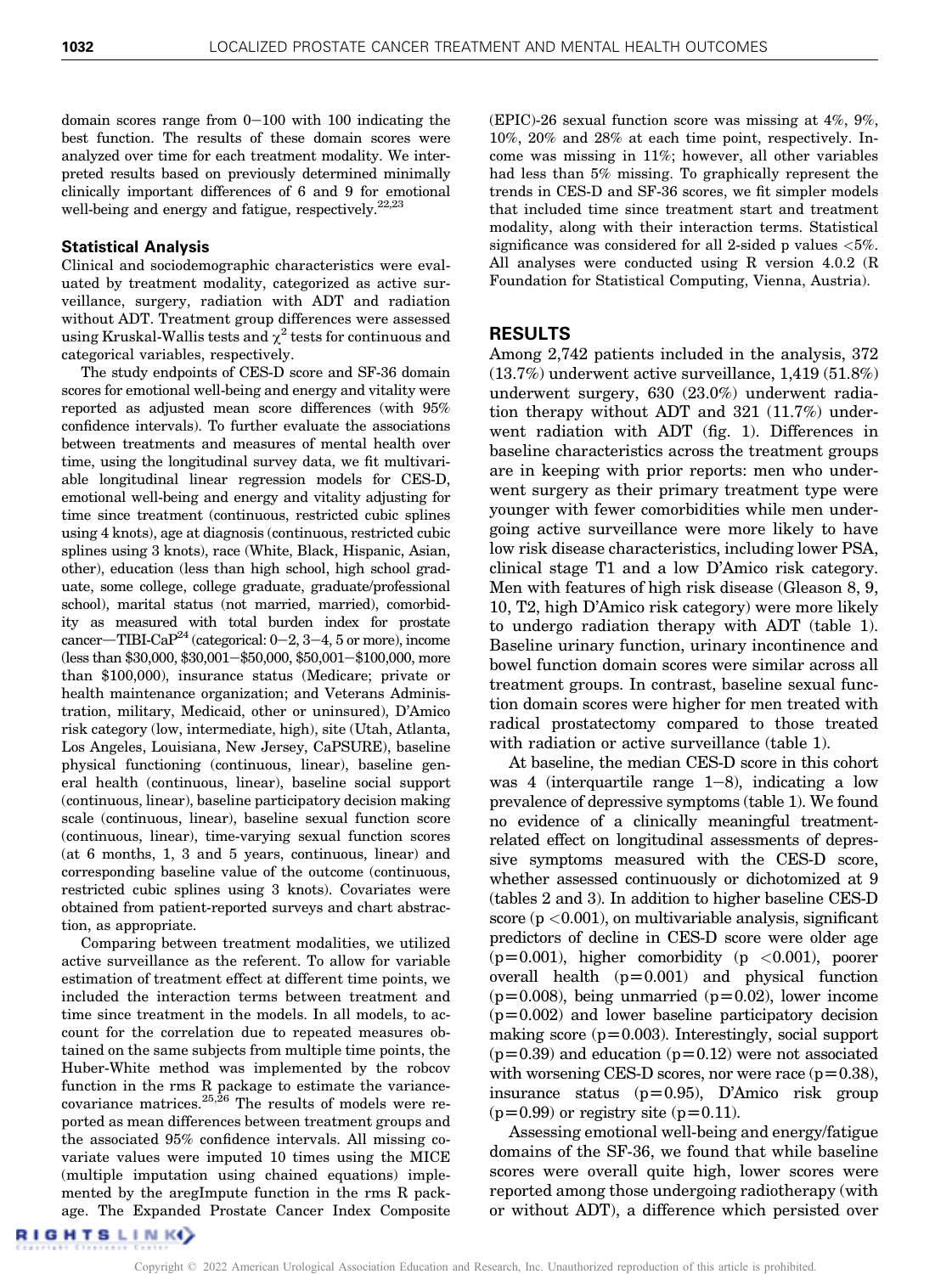domain scores range from 0–100 with 100 indicating the best function. The results of these domain scores were analyzed over time for each treatment modality. We interpreted results based on previously determined minimally clinically important differences of 6 and 9 for emotional well-being and energy and fatigue, respectively.[22,23]

### Statistical Analysis

Clinical and sociodemographic characteristics were evaluated by treatment modality, categorized as active surveillance, surgery, radiation with ADT and radiation without ADT. Treatment group differences were assessed using Kruskal-Wallis tests and $\chi^2$ tests for continuous and categorical variables, respectively.

The study endpoints of CES-D score and SF-36 domain scores for emotional well-being and energy and vitality were reported as adjusted mean score differences (with 95% confidence intervals). To further evaluate the associations between treatments and measures of mental health over time, using the longitudinal survey data, we fit multivariable longitudinal linear regression models for CES-D, emotional well-being and energy and vitality adjusting for time since treatment (continuous, restricted cubic splines using 4 knots), age at diagnosis (continuous, restricted cubic splines using 3 knots), race (White, Black, Hispanic, Asian, other), education (less than high school, high school graduate, some college, college graduate, graduate/professional school), marital status (not married, married), comorbidity as measured with total burden index for prostate cancer—TIBI-CaP[24] (categorical: 0–2, 3–4, 5 or more), income (less than \$30,000, \$30,001–\$50,000, \$50,001–\$100,000, more than \$100,000), insurance status (Medicare; private or health maintenance organization; and Veterans Administration, military, Medicaid, other or uninsured), D'Amico risk category (low, intermediate, high), site (Utah, Atlanta, Los Angeles, Louisiana, New Jersey, CaPSURE), baseline physical functioning (continuous, linear), baseline general health (continuous, linear), baseline social support (continuous, linear), baseline participatory decision making scale (continuous, linear), baseline sexual function score (continuous, linear), time-varying sexual function scores (at 6 months, 1, 3 and 5 years, continuous, linear) and corresponding baseline value of the outcome (continuous, restricted cubic splines using 3 knots). Covariates were obtained from patient-reported surveys and chart abstraction, as appropriate.

Comparing between treatment modalities, we utilized active surveillance as the referent. To allow for variable estimation of treatment effect at different time points, we included the interaction terms between treatment and time since treatment in the models. In all models, to account for the correlation due to repeated measures obtained on the same subjects from multiple time points, the Huber-White method was implemented by the robcov function in the rms R package to estimate the variance-covariance matrices.[25,26] The results of models were reported as mean differences between treatment groups and the associated 95% confidence intervals. All missing covariate values were imputed 10 times using the MICE (multiple imputation using chained equations) implemented by the aregImpute function in the rms R package. The Expanded Prostate Cancer Index Composite (EPIC)-26 sexual function score was missing at 4%, 9%, 10%, 20% and 28% at each time point, respectively. Income was missing in 11%; however, all other variables had less than 5% missing. To graphically represent the trends in CES-D and SF-36 scores, we fit simpler models that included time since treatment start and treatment modality, along with their interaction terms. Statistical significance was considered for all 2-sided p values <5%. All analyses were conducted using R version 4.0.2 (R Foundation for Statistical Computing, Vienna, Austria).

## RESULTS

Among 2,742 patients included in the analysis, 372 (13.7%) underwent active surveillance, 1,419 (51.8%) underwent surgery, 630 (23.0%) underwent radiation therapy without ADT and 321 (11.7%) underwent radiation with ADT (fig. 1). Differences in baseline characteristics across the treatment groups are in keeping with prior reports: men who underwent surgery as their primary treatment type were younger with fewer comorbidities while men undergoing active surveillance were more likely to have low risk disease characteristics, including lower PSA, clinical stage T1 and a low D'Amico risk category. Men with features of high risk disease (Gleason 8, 9, 10, T2, high D'Amico risk category) were more likely to undergo radiation therapy with ADT (table 1). Baseline urinary function, urinary incontinence and bowel function domain scores were similar across all treatment groups. In contrast, baseline sexual function domain scores were higher for men treated with radical prostatectomy compared to those treated with radiation or active surveillance (table 1).

At baseline, the median CES-D score in this cohort was 4 (interquartile range 1–8), indicating a low prevalence of depressive symptoms (table 1). We found no evidence of a clinically meaningful treatment-related effect on longitudinal assessments of depressive symptoms measured with the CES-D score, whether assessed continuously or dichotomized at 9 (tables 2 and 3). In addition to higher baseline CES-D score ($p < 0.001$), on multivariable analysis, significant predictors of decline in CES-D score were older age ($p = 0.001$), higher comorbidity ($p < 0.001$), poorer overall health ($p = 0.001$) and physical function ($p = 0.008$), being unmarried ($p = 0.02$), lower income ($p = 0.002$) and lower baseline participatory decision making score ($p = 0.003$). Interestingly, social support ($p = 0.39$) and education ($p = 0.12$) were not associated with worsening CES-D scores, nor were race ($p = 0.38$), insurance status ($p = 0.95$), D'Amico risk group ($p = 0.99$) or registry site ($p = 0.11$).

Assessing emotional well-being and energy/fatigue domains of the SF-36, we found that while baseline scores were overall quite high, lower scores were reported among those undergoing radiotherapy (with or without ADT), a difference which persisted over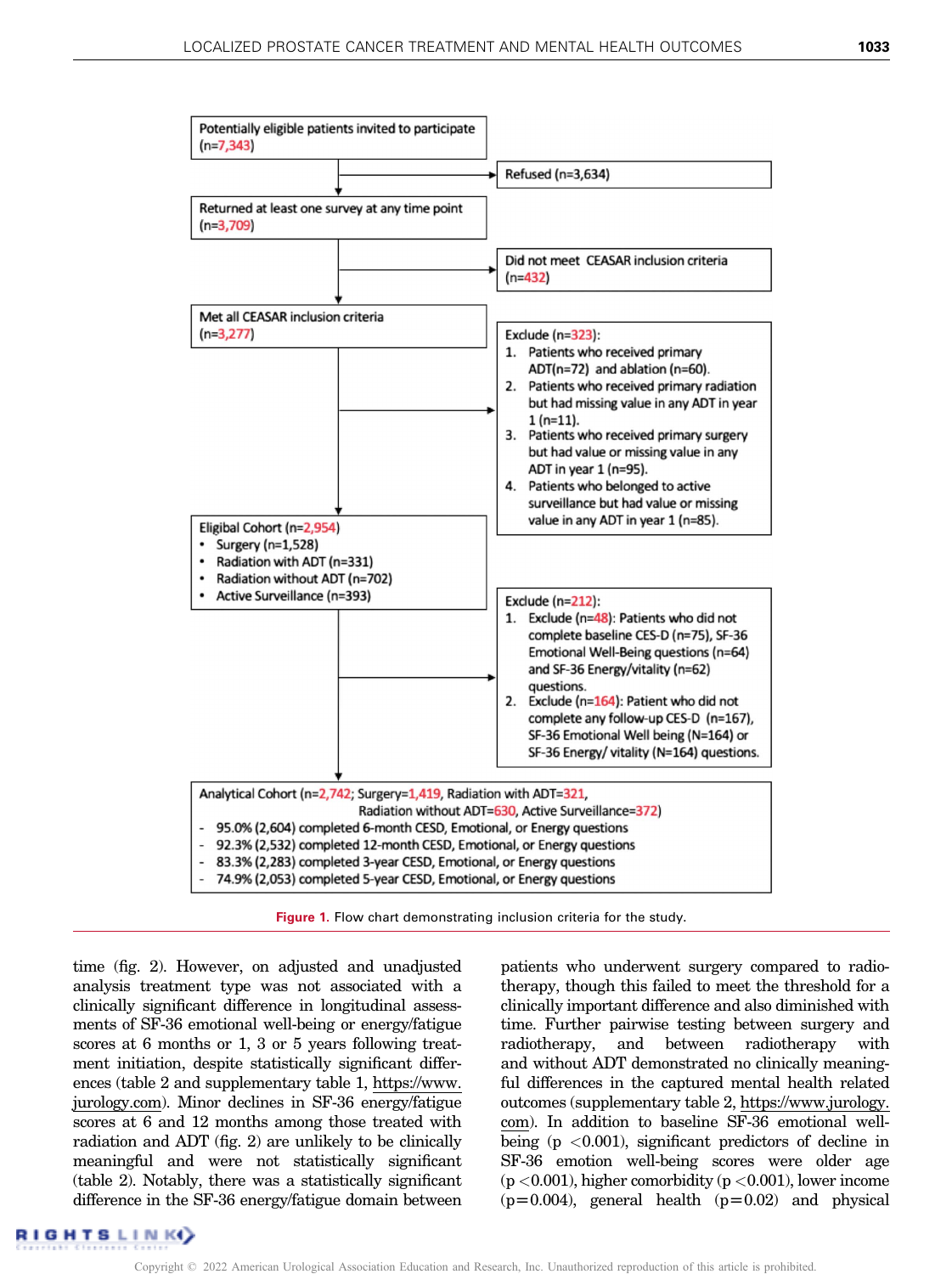Potentially eligible patients invited to participate (n=7,343)

Refused (n=3,634)

Returned at least one survey at any time point (n=3,709)

Did not meet CEASAR inclusion criteria (n=432)

Met all CEASAR inclusion criteria (n=3,277)

Exclude (n=323):
1. Patients who received primary ADT(n=72) and ablation (n=60).
2. Patients who received primary radiation but had missing value in any ADT in year 1 (n=11).
3. Patients who received primary surgery but had value or missing value in any ADT in year 1 (n=95).
4. Patients who belonged to active surveillance but had value or missing value in any ADT in year 1 (n=85).

Eligibal Cohort (n=2,954)
- Surgery (n=1,528)
- Radiation with ADT (n=331)
- Radiation without ADT (n=702)
- Active Surveillance (n=393)

Exclude (n=212):
1. Exclude (n=48): Patients who did not complete baseline CES-D (n=75), SF-36 Emotional Well-Being questions (n=64) and SF-36 Energy/vitality (n=62) questions.
2. Exclude (n=164): Patient who did not complete any follow-up CES-D (n=167), SF-36 Emotional Well being (N=164) or SF-36 Energy/ vitality (N=164) questions.

Analytical Cohort (n=2,742; Surgery=1,419, Radiation with ADT=321, Radiation without ADT=630, Active Surveillance=372)
- 95.0% (2,604) completed 6-month CESD, Emotional, or Energy questions
- 92.3% (2,532) completed 12-month CESD, Emotional, or Energy questions
- 83.3% (2,283) completed 3-year CESD, Emotional, or Energy questions
- 74.9% (2,053) completed 5-year CESD, Emotional, or Energy questions

Figure 1. Flow chart demonstrating inclusion criteria for the study.

time (fig. 2). However, on adjusted and unadjusted analysis treatment type was not associated with a clinically significant difference in longitudinal assessments of SF-36 emotional well-being or energy/fatigue scores at 6 months or 1, 3 or 5 years following treatment initiation, despite statistically significant differences (table 2 and supplementary table 1, https://www.jurology.com). Minor declines in SF-36 energy/fatigue scores at 6 and 12 months among those treated with radiation and ADT (fig. 2) are unlikely to be clinically meaningful and were not statistically significant (table 2). Notably, there was a statistically significant difference in the SF-36 energy/fatigue domain between patients who underwent surgery compared to radiotherapy, though this failed to meet the threshold for a clinically important difference and also diminished with time. Further pairwise testing between surgery and radiotherapy, and between radiotherapy with and without ADT demonstrated no clinically meaningful differences in the captured mental health related outcomes (supplementary table 2, https://www.jurology.com). In addition to baseline SF-36 emotional well-being ($p < 0.001$), significant predictors of decline in SF-36 emotion well-being scores were older age ($p < 0.001$), higher comorbidity ($p < 0.001$), lower income ($p = 0.004$), general health ($p = 0.02$) and physical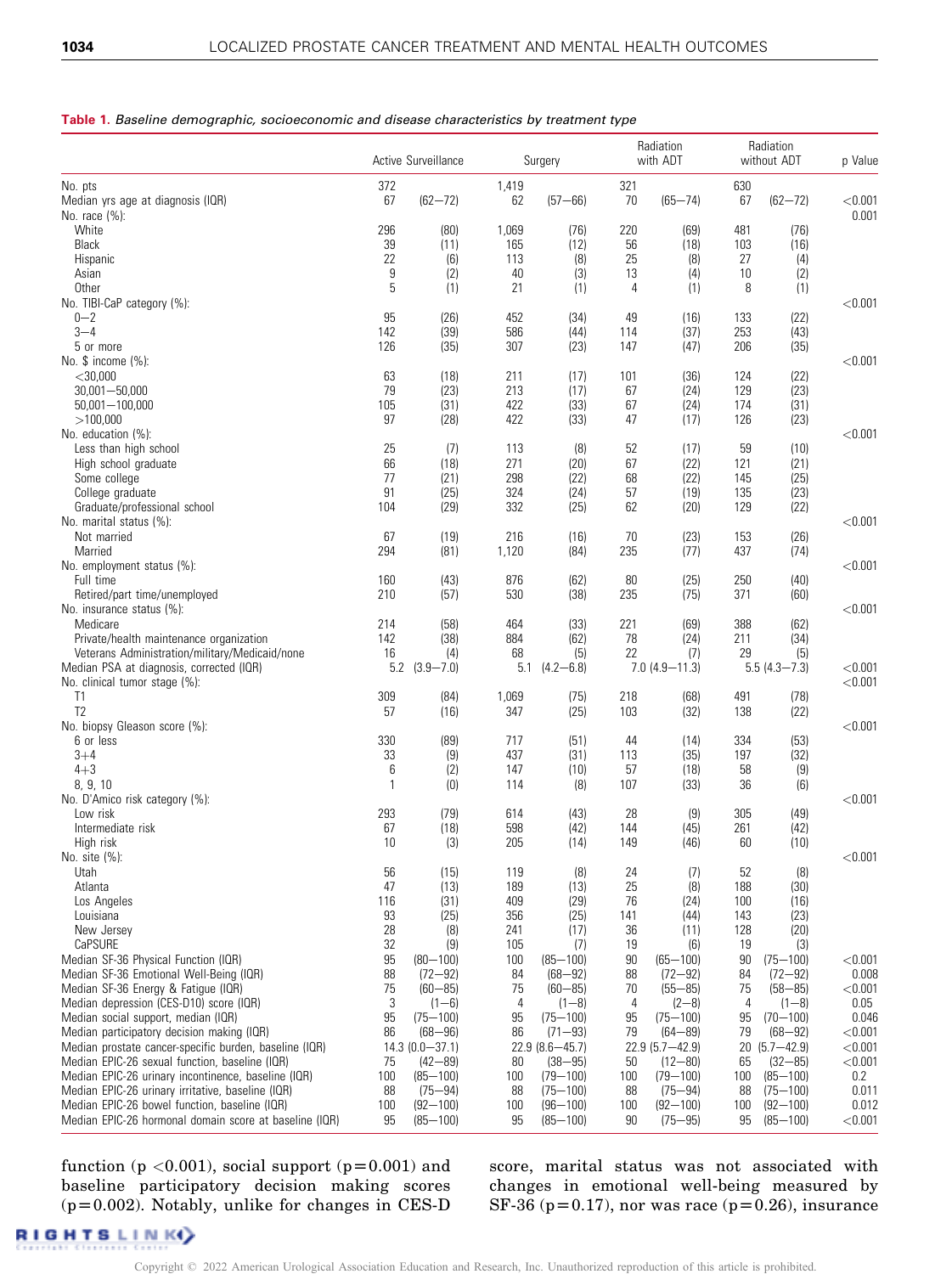**Table 1.** *Baseline demographic, socioeconomic and disease characteristics by treatment type*

| | Active Surveillance | | Surgery | | Radiation with ADT | | Radiation without ADT | | p Value |
|---|---|---|---|---|---|---|---|---|---|
| No. pts | 372 | | 1,419 | | 321 | | 630 | | |
| Median yrs age at diagnosis (IQR) | 67 | (62—72) | 62 | (57—66) | 70 | (65—74) | 67 | (62—72) | <0.001 |
| No. race (%): | | | | | | | | | 0.001 |
| White | 296 | (80) | 1,069 | (76) | 220 | (69) | 481 | (76) | |
| Black | 39 | (11) | 165 | (12) | 56 | (18) | 103 | (16) | |
| Hispanic | 22 | (6) | 113 | (8) | 25 | (8) | 27 | (4) | |
| Asian | 9 | (2) | 40 | (3) | 13 | (4) | 10 | (2) | |
| Other | 5 | (1) | 21 | (1) | 4 | (1) | 8 | (1) | |
| No. TIBI-CaP category (%): | | | | | | | | | <0.001 |
| 0—2 | 95 | (26) | 452 | (34) | 49 | (16) | 133 | (22) | |
| 3—4 | 142 | (39) | 586 | (44) | 114 | (37) | 253 | (43) | |
| 5 or more | 126 | (35) | 307 | (23) | 147 | (47) | 206 | (35) | |
| No. $ income (%): | | | | | | | | | <0.001 |
| <30,000 | 63 | (18) | 211 | (17) | 101 | (36) | 124 | (22) | |
| 30,001—50,000 | 79 | (23) | 213 | (17) | 67 | (24) | 129 | (23) | |
| 50,001—100,000 | 105 | (31) | 422 | (33) | 67 | (24) | 174 | (31) | |
| >100,000 | 97 | (28) | 422 | (33) | 47 | (17) | 126 | (23) | |
| No. education (%): | | | | | | | | | <0.001 |
| Less than high school | 25 | (7) | 113 | (8) | 52 | (17) | 59 | (10) | |
| High school graduate | 66 | (18) | 271 | (20) | 67 | (22) | 121 | (21) | |
| Some college | 77 | (21) | 298 | (22) | 68 | (22) | 145 | (25) | |
| College graduate | 91 | (25) | 324 | (24) | 57 | (19) | 135 | (23) | |
| Graduate/professional school | 104 | (29) | 332 | (25) | 62 | (20) | 129 | (22) | |
| No. marital status (%): | | | | | | | | | <0.001 |
| Not married | 67 | (19) | 216 | (16) | 70 | (23) | 153 | (26) | |
| Married | 294 | (81) | 1,120 | (84) | 235 | (77) | 437 | (74) | |
| No. employment status (%): | | | | | | | | | <0.001 |
| Full time | 160 | (43) | 876 | (62) | 80 | (25) | 250 | (40) | |
| Retired/part time/unemployed | 210 | (57) | 530 | (38) | 235 | (75) | 371 | (60) | |
| No. insurance status (%): | | | | | | | | | <0.001 |
| Medicare | 214 | (58) | 464 | (33) | 221 | (69) | 388 | (62) | |
| Private/health maintenance organization | 142 | (38) | 884 | (62) | 78 | (24) | 211 | (34) | |
| Veterans Administration/military/Medicaid/none | 16 | (4) | 68 | (5) | 22 | (7) | 29 | (5) | |
| Median PSA at diagnosis, corrected (IQR) | 5.2 | (3.9—7.0) | 5.1 | (4.2—6.8) | 7.0 | (4.9—11.3) | 5.5 | (4.3—7.3) | <0.001 |
| No. clinical tumor stage (%): | | | | | | | | | <0.001 |
| T1 | 309 | (84) | 1,069 | (75) | 218 | (68) | 491 | (78) | |
| T2 | 57 | (16) | 347 | (25) | 103 | (32) | 138 | (22) | |
| No. biopsy Gleason score (%): | | | | | | | | | <0.001 |
| 6 or less | 330 | (89) | 717 | (51) | 44 | (14) | 334 | (53) | |
| 3+4 | 33 | (9) | 437 | (31) | 113 | (35) | 197 | (32) | |
| 4+3 | 6 | (2) | 147 | (10) | 57 | (18) | 58 | (9) | |
| 8, 9, 10 | 1 | (0) | 114 | (8) | 107 | (33) | 36 | (6) | |
| No. D'Amico risk category (%): | | | | | | | | | <0.001 |
| Low risk | 293 | (79) | 614 | (43) | 28 | (9) | 305 | (49) | |
| Intermediate risk | 67 | (18) | 598 | (42) | 144 | (45) | 261 | (42) | |
| High risk | 10 | (3) | 205 | (14) | 149 | (46) | 60 | (10) | |
| No. site (%): | | | | | | | | | <0.001 |
| Utah | 56 | (15) | 119 | (8) | 24 | (7) | 52 | (8) | |
| Atlanta | 47 | (13) | 189 | (13) | 25 | (8) | 188 | (30) | |
| Los Angeles | 116 | (31) | 409 | (29) | 76 | (24) | 100 | (16) | |
| Louisiana | 93 | (25) | 356 | (25) | 141 | (44) | 143 | (23) | |
| New Jersey | 28 | (8) | 241 | (17) | 36 | (11) | 128 | (20) | |
| CaPSURE | 32 | (9) | 105 | (7) | 19 | (6) | 19 | (3) | |
| Median SF-36 Physical Function (IQR) | 95 | (80—100) | 100 | (85—100) | 90 | (65—100) | 90 | (75—100) | <0.001 |
| Median SF-36 Emotional Well-Being (IQR) | 88 | (72—92) | 84 | (68—92) | 88 | (72—92) | 84 | (72—92) | 0.008 |
| Median SF-36 Energy & Fatigue (IQR) | 75 | (60—85) | 75 | (60—85) | 70 | (55—85) | 75 | (58—85) | <0.001 |
| Median depression (CES-D10) score (IQR) | 3 | (1—6) | 4 | (1—8) | 4 | (2—8) | 4 | (1—8) | 0.05 |
| Median social support, median (IQR) | 95 | (75—100) | 95 | (75—100) | 95 | (75—100) | 95 | (70—100) | 0.046 |
| Median participatory decision making (IQR) | 86 | (68—96) | 86 | (71—93) | 79 | (64—89) | 79 | (68—92) | <0.001 |
| Median prostate cancer-specific burden, baseline (IQR) | 14.3 | (0.0—37.1) | 22.9 | (8.6—45.7) | 22.9 | (5.7—42.9) | 20 | (5.7—42.9) | <0.001 |
| Median EPIC-26 sexual function, baseline (IQR) | 75 | (42—89) | 80 | (38—95) | 50 | (12—80) | 65 | (32—85) | <0.001 |
| Median EPIC-26 urinary incontinence, baseline (IQR) | 100 | (85—100) | 100 | (79—100) | 100 | (79—100) | 100 | (85—100) | 0.2 |
| Median EPIC-26 urinary irritative, baseline (IQR) | 88 | (75—94) | 88 | (75—100) | 88 | (75—94) | 88 | (75—100) | 0.011 |
| Median EPIC-26 bowel function, baseline (IQR) | 100 | (92—100) | 100 | (96—100) | 100 | (92—100) | 100 | (92—100) | 0.012 |
| Median EPIC-26 hormonal domain score at baseline (IQR) | 95 | (85—100) | 95 | (85—100) | 90 | (75—95) | 95 | (85—100) | <0.001 |

function ($p < 0.001$), social support ($p=0.001$) and baseline participatory decision making scores ($p=0.002$). Notably, unlike for changes in CES-D score, marital status was not associated with changes in emotional well-being measured by SF-36 ($p=0.17$), nor was race ($p=0.26$), insurance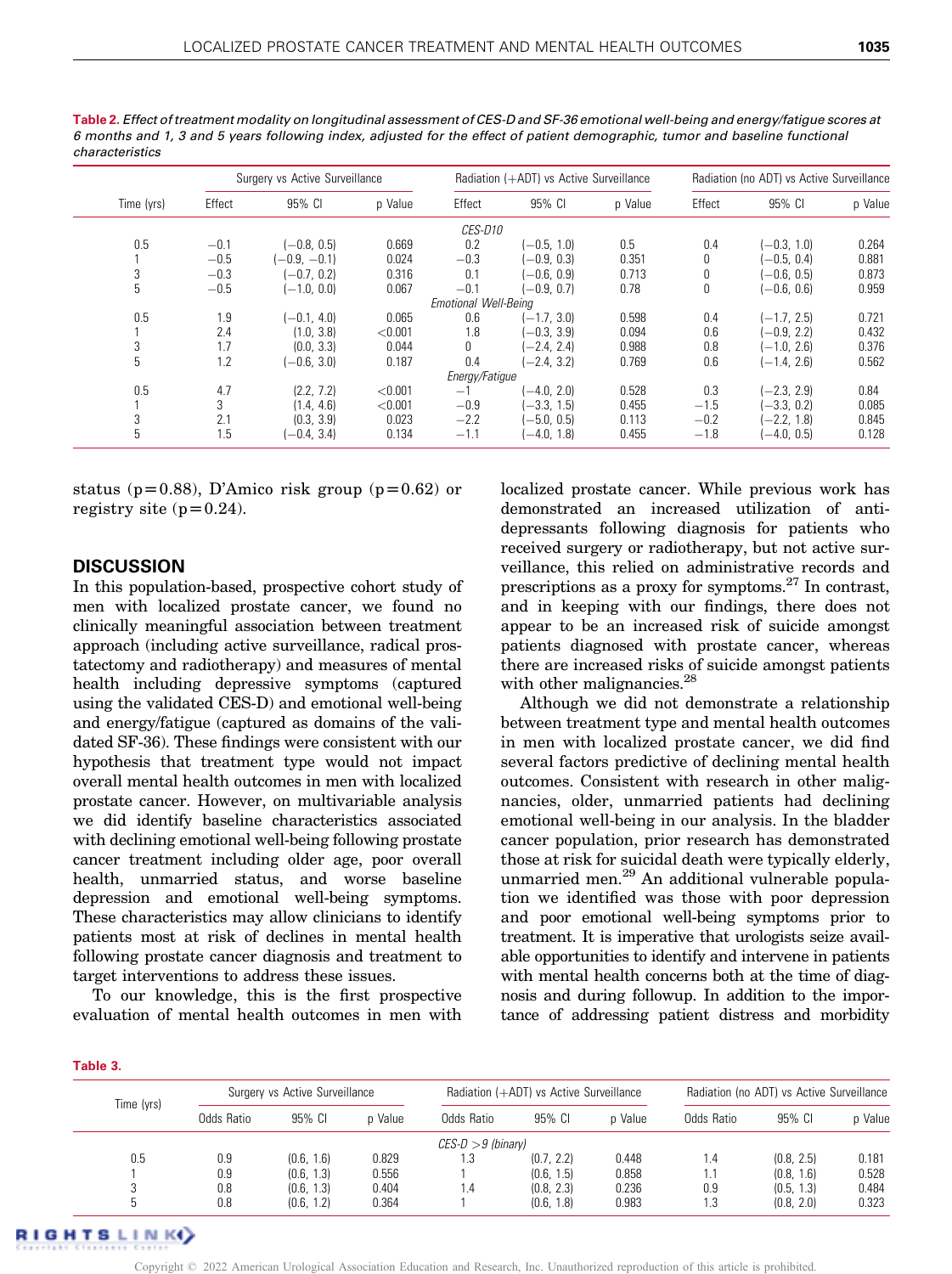Table 2. *Effect of treatment modality on longitudinal assessment of CES-D and SF-36 emotional well-being and energy/fatigue scores at 6 months and 1, 3 and 5 years following index, adjusted for the effect of patient demographic, tumor and baseline functional characteristics*

| Time (yrs) | Surgery vs Active Surveillance | | | Radiation (+ADT) vs Active Surveillance | | | Radiation (no ADT) vs Active Surveillance | | |
|---|---|---|---|---|---|---|---|---|---|
| | Effect | 95% CI | p Value | Effect | 95% CI | p Value | Effect | 95% CI | p Value |
| | | | | *CES-D10* | | | | | |
| 0.5 | −0.1 | (−0.8, 0.5) | 0.669 | 0.2 | (−0.5, 1.0) | 0.5 | 0.4 | (−0.3, 1.0) | 0.264 |
| 1 | −0.5 | (−0.9, −0.1) | 0.024 | −0.3 | (−0.9, 0.3) | 0.351 | 0 | (−0.5, 0.4) | 0.881 |
| 3 | −0.3 | (−0.7, 0.2) | 0.316 | 0.1 | (−0.6, 0.9) | 0.713 | 0 | (−0.6, 0.5) | 0.873 |
| 5 | −0.5 | (−1.0, 0.0) | 0.067 | −0.1 | (−0.9, 0.7) | 0.78 | 0 | (−0.6, 0.6) | 0.959 |
| | | | | *Emotional Well-Being* | | | | | |
| 0.5 | 1.9 | (−0.1, 4.0) | 0.065 | 0.6 | (−1.7, 3.0) | 0.598 | 0.4 | (−1.7, 2.5) | 0.721 |
| 1 | 2.4 | (1.0, 3.8) | <0.001 | 1.8 | (−0.3, 3.9) | 0.094 | 0.6 | (−0.9, 2.2) | 0.432 |
| 3 | 1.7 | (0.0, 3.3) | 0.044 | 0 | (−2.4, 2.4) | 0.988 | 0.8 | (−1.0, 2.6) | 0.376 |
| 5 | 1.2 | (−0.6, 3.0) | 0.187 | 0.4 | (−2.4, 3.2) | 0.769 | 0.6 | (−1.4, 2.6) | 0.562 |
| | | | | *Energy/Fatigue* | | | | | |
| 0.5 | 4.7 | (2.2, 7.2) | <0.001 | −1 | (−4.0, 2.0) | 0.528 | 0.3 | (−2.3, 2.9) | 0.84 |
| 1 | 3 | (1.4, 4.6) | <0.001 | −0.9 | (−3.3, 1.5) | 0.455 | −1.5 | (−3.3, 0.2) | 0.085 |
| 3 | 2.1 | (0.3, 3.9) | 0.023 | −2.2 | (−5.0, 0.5) | 0.113 | −0.2 | (−2.2, 1.8) | 0.845 |
| 5 | 1.5 | (−0.4, 3.4) | 0.134 | −1.1 | (−4.0, 1.8) | 0.455 | −1.8 | (−4.0, 0.5) | 0.128 |

status (p=0.88), D'Amico risk group (p=0.62) or registry site (p=0.24).

## DISCUSSION

In this population-based, prospective cohort study of men with localized prostate cancer, we found no clinically meaningful association between treatment approach (including active surveillance, radical prostatectomy and radiotherapy) and measures of mental health including depressive symptoms (captured using the validated CES-D) and emotional well-being and energy/fatigue (captured as domains of the validated SF-36). These findings were consistent with our hypothesis that treatment type would not impact overall mental health outcomes in men with localized prostate cancer. However, on multivariable analysis we did identify baseline characteristics associated with declining emotional well-being following prostate cancer treatment including older age, poor overall health, unmarried status, and worse baseline depression and emotional well-being symptoms. These characteristics may allow clinicians to identify patients most at risk of declines in mental health following prostate cancer diagnosis and treatment to target interventions to address these issues.

To our knowledge, this is the first prospective evaluation of mental health outcomes in men with localized prostate cancer. While previous work has demonstrated an increased utilization of antidepressants following diagnosis for patients who received surgery or radiotherapy, but not active surveillance, this relied on administrative records and prescriptions as a proxy for symptoms.[27] In contrast, and in keeping with our findings, there does not appear to be an increased risk of suicide amongst patients diagnosed with prostate cancer, whereas there are increased risks of suicide amongst patients with other malignancies.[28]

Although we did not demonstrate a relationship between treatment type and mental health outcomes in men with localized prostate cancer, we did find several factors predictive of declining mental health outcomes. Consistent with research in other malignancies, older, unmarried patients had declining emotional well-being in our analysis. In the bladder cancer population, prior research has demonstrated those at risk for suicidal death were typically elderly, unmarried men.[29] An additional vulnerable population we identified was those with poor depression and poor emotional well-being symptoms prior to treatment. It is imperative that urologists seize available opportunities to identify and intervene in patients with mental health concerns both at the time of diagnosis and during followup. In addition to the importance of addressing patient distress and morbidity

Table 3.

| Time (yrs) | Surgery vs Active Surveillance | | | Radiation (+ADT) vs Active Surveillance | | | Radiation (no ADT) vs Active Surveillance | | |
|---|---|---|---|---|---|---|---|---|---|
| | Odds Ratio | 95% CI | p Value | Odds Ratio | 95% CI | p Value | Odds Ratio | 95% CI | p Value |
| | | | | *CES-D >9 (binary)* | | | | | |
| 0.5 | 0.9 | (0.6, 1.6) | 0.829 | 1.3 | (0.7, 2.2) | 0.448 | 1.4 | (0.8, 2.5) | 0.181 |
| 1 | 0.9 | (0.6, 1.3) | 0.556 | 1 | (0.6, 1.5) | 0.858 | 1.1 | (0.8, 1.6) | 0.528 |
| 3 | 0.8 | (0.6, 1.3) | 0.404 | 1.4 | (0.8, 2.3) | 0.236 | 0.9 | (0.5, 1.3) | 0.484 |
| 5 | 0.8 | (0.6, 1.2) | 0.364 | 1 | (0.6, 1.8) | 0.983 | 1.3 | (0.8, 2.0) | 0.323 |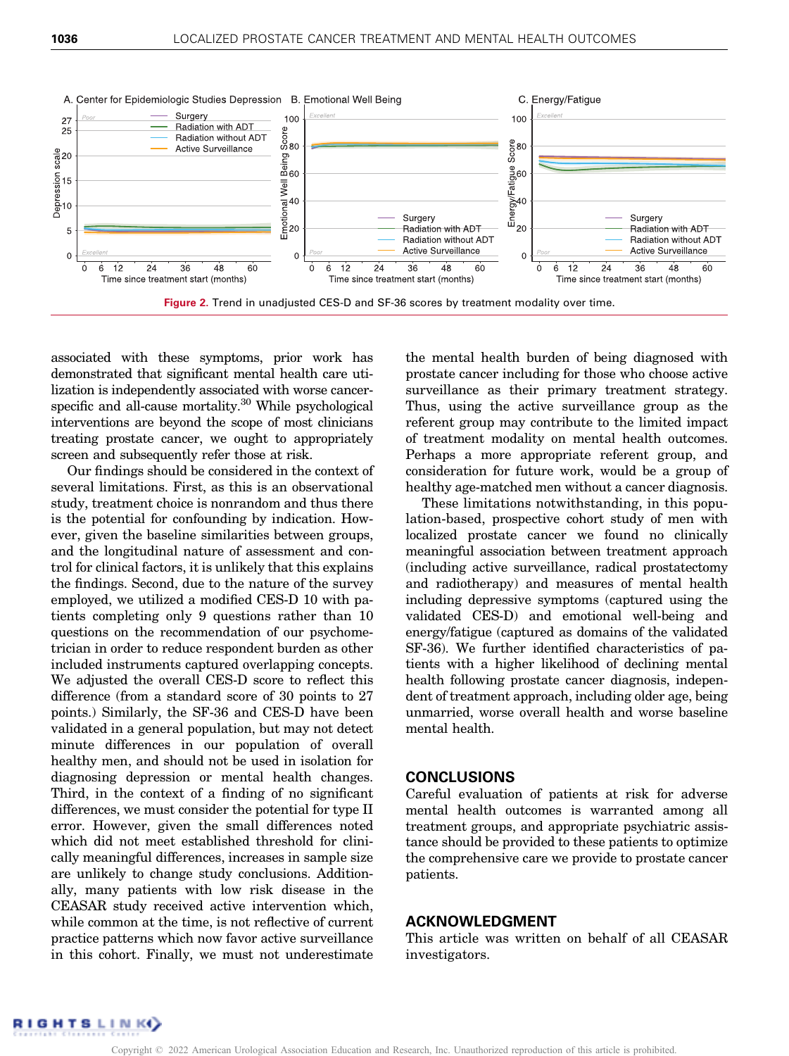A. Center for Epidemiologic Studies Depression

Poor
Excellent
Depression scale
27
25
20
15
10
5
0
Surgery
Radiation with ADT
Radiation without ADT
Active Surveillance
0 6 12 24 36 48 60
Time since treatment start (months)

B. Emotional Well Being

Excellent
Poor
Emotional Well Being Score
100
80
60
40
20
0
Surgery
Radiation with ADT
Radiation without ADT
Active Surveillance
0 6 12 24 36 48 60
Time since treatment start (months)

C. Energy/Fatigue

Excellent
Poor
Energy/Fatigue Score
100
80
60
40
20
0
Surgery
Radiation with ADT
Radiation without ADT
Active Surveillance
0 6 12 24 36 48 60
Time since treatment start (months)

**Figure 2.** Trend in unadjusted CES-D and SF-36 scores by treatment modality over time.

associated with these symptoms, prior work has demonstrated that significant mental health care utilization is independently associated with worse cancer-specific and all-cause mortality.[30] While psychological interventions are beyond the scope of most clinicians treating prostate cancer, we ought to appropriately screen and subsequently refer those at risk.

Our findings should be considered in the context of several limitations. First, as this is an observational study, treatment choice is nonrandom and thus there is the potential for confounding by indication. However, given the baseline similarities between groups, and the longitudinal nature of assessment and control for clinical factors, it is unlikely that this explains the findings. Second, due to the nature of the survey employed, we utilized a modified CES-D 10 with patients completing only 9 questions rather than 10 questions on the recommendation of our psychometrician in order to reduce respondent burden as other included instruments captured overlapping concepts. We adjusted the overall CES-D score to reflect this difference (from a standard score of 30 points to 27 points.) Similarly, the SF-36 and CES-D have been validated in a general population, but may not detect minute differences in our population of overall healthy men, and should not be used in isolation for diagnosing depression or mental health changes. Third, in the context of a finding of no significant differences, we must consider the potential for type II error. However, given the small differences noted which did not meet established threshold for clinically meaningful differences, increases in sample size are unlikely to change study conclusions. Additionally, many patients with low risk disease in the CEASAR study received active intervention which, while common at the time, is not reflective of current practice patterns which now favor active surveillance in this cohort. Finally, we must not underestimate the mental health burden of being diagnosed with prostate cancer including for those who choose active surveillance as their primary treatment strategy. Thus, using the active surveillance group as the referent group may contribute to the limited impact of treatment modality on mental health outcomes. Perhaps a more appropriate referent group, and consideration for future work, would be a group of healthy age-matched men without a cancer diagnosis.

These limitations notwithstanding, in this population-based, prospective cohort study of men with localized prostate cancer we found no clinically meaningful association between treatment approach (including active surveillance, radical prostatectomy and radiotherapy) and measures of mental health including depressive symptoms (captured using the validated CES-D) and emotional well-being and energy/fatigue (captured as domains of the validated SF-36). We further identified characteristics of patients with a higher likelihood of declining mental health following prostate cancer diagnosis, independent of treatment approach, including older age, being unmarried, worse overall health and worse baseline mental health.

## CONCLUSIONS

Careful evaluation of patients at risk for adverse mental health outcomes is warranted among all treatment groups, and appropriate psychiatric assistance should be provided to these patients to optimize the comprehensive care we provide to prostate cancer patients.

## ACKNOWLEDGMENT

This article was written on behalf of all CEASAR investigators.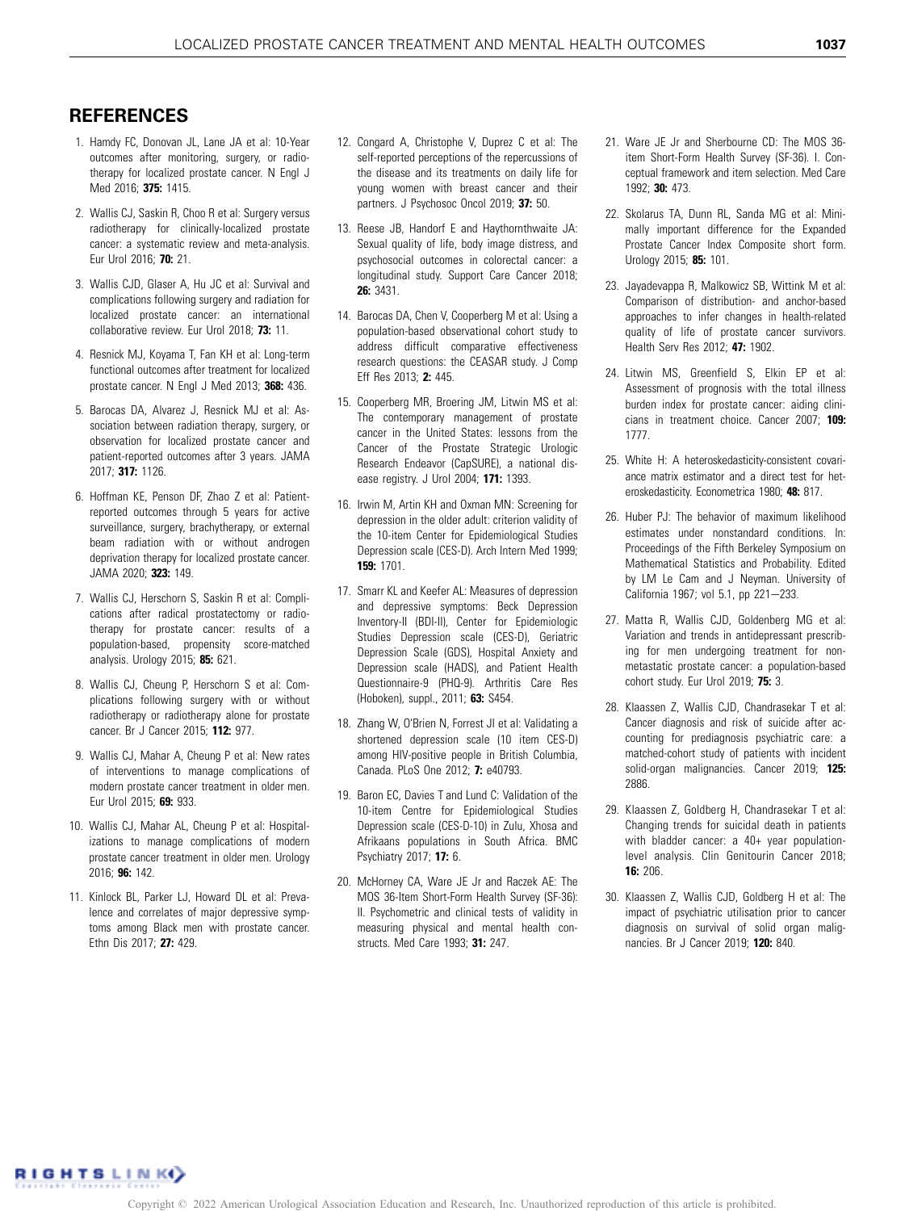## REFERENCES

1. Hamdy FC, Donovan JL, Lane JA et al: 10-Year outcomes after monitoring, surgery, or radiotherapy for localized prostate cancer. N Engl J Med 2016; **375:** 1415.

2. Wallis CJ, Saskin R, Choo R et al: Surgery versus radiotherapy for clinically-localized prostate cancer: a systematic review and meta-analysis. Eur Urol 2016; **70:** 21.

3. Wallis CJD, Glaser A, Hu JC et al: Survival and complications following surgery and radiation for localized prostate cancer: an international collaborative review. Eur Urol 2018; **73:** 11.

4. Resnick MJ, Koyama T, Fan KH et al: Long-term functional outcomes after treatment for localized prostate cancer. N Engl J Med 2013; **368:** 436.

5. Barocas DA, Alvarez J, Resnick MJ et al: Association between radiation therapy, surgery, or observation for localized prostate cancer and patient-reported outcomes after 3 years. JAMA 2017; **317:** 1126.

6. Hoffman KE, Penson DF, Zhao Z et al: Patient-reported outcomes through 5 years for active surveillance, surgery, brachytherapy, or external beam radiation with or without androgen deprivation therapy for localized prostate cancer. JAMA 2020; **323:** 149.

7. Wallis CJ, Herschorn S, Saskin R et al: Complications after radical prostatectomy or radiotherapy for prostate cancer: results of a population-based, propensity score-matched analysis. Urology 2015; **85:** 621.

8. Wallis CJ, Cheung P, Herschorn S et al: Complications following surgery with or without radiotherapy or radiotherapy alone for prostate cancer. Br J Cancer 2015; **112:** 977.

9. Wallis CJ, Mahar A, Cheung P et al: New rates of interventions to manage complications of modern prostate cancer treatment in older men. Eur Urol 2015; **69:** 933.

10. Wallis CJ, Mahar AL, Cheung P et al: Hospitalizations to manage complications of modern prostate cancer treatment in older men. Urology 2016; **96:** 142.

11. Kinlock BL, Parker LJ, Howard DL et al: Prevalence and correlates of major depressive symptoms among Black men with prostate cancer. Ethn Dis 2017; **27:** 429.

12. Congard A, Christophe V, Duprez C et al: The self-reported perceptions of the repercussions of the disease and its treatments on daily life for young women with breast cancer and their partners. J Psychosoc Oncol 2019; **37:** 50.

13. Reese JB, Handorf E and Haythornthwaite JA: Sexual quality of life, body image distress, and psychosocial outcomes in colorectal cancer: a longitudinal study. Support Care Cancer 2018; **26:** 3431.

14. Barocas DA, Chen V, Cooperberg M et al: Using a population-based observational cohort study to address difficult comparative effectiveness research questions: the CEASAR study. J Comp Eff Res 2013; **2:** 445.

15. Cooperberg MR, Broering JM, Litwin MS et al: The contemporary management of prostate cancer in the United States: lessons from the Cancer of the Prostate Strategic Urologic Research Endeavor (CapSURE), a national disease registry. J Urol 2004; **171:** 1393.

16. Irwin M, Artin KH and Oxman MN: Screening for depression in the older adult: criterion validity of the 10-item Center for Epidemiological Studies Depression scale (CES-D). Arch Intern Med 1999; **159:** 1701.

17. Smarr KL and Keefer AL: Measures of depression and depressive symptoms: Beck Depression Inventory-II (BDI-II), Center for Epidemiologic Studies Depression scale (CES-D), Geriatric Depression Scale (GDS), Hospital Anxiety and Depression scale (HADS), and Patient Health Questionnaire-9 (PHQ-9). Arthritis Care Res (Hoboken), suppl., 2011; **63:** S454.

18. Zhang W, O'Brien N, Forrest JI et al: Validating a shortened depression scale (10 item CES-D) among HIV-positive people in British Columbia, Canada. PLoS One 2012; **7:** e40793.

19. Baron EC, Davies T and Lund C: Validation of the 10-item Centre for Epidemiological Studies Depression scale (CES-D-10) in Zulu, Xhosa and Afrikaans populations in South Africa. BMC Psychiatry 2017; **17:** 6.

20. McHorney CA, Ware JE Jr and Raczek AE: The MOS 36-Item Short-Form Health Survey (SF-36): II. Psychometric and clinical tests of validity in measuring physical and mental health constructs. Med Care 1993; **31:** 247.

21. Ware JE Jr and Sherbourne CD: The MOS 36-item Short-Form Health Survey (SF-36). I. Conceptual framework and item selection. Med Care 1992; **30:** 473.

22. Skolarus TA, Dunn RL, Sanda MG et al: Minimally important difference for the Expanded Prostate Cancer Index Composite short form. Urology 2015; **85:** 101.

23. Jayadevappa R, Malkowicz SB, Wittink M et al: Comparison of distribution- and anchor-based approaches to infer changes in health-related quality of life of prostate cancer survivors. Health Serv Res 2012; **47:** 1902.

24. Litwin MS, Greenfield S, Elkin EP et al: Assessment of prognosis with the total illness burden index for prostate cancer: aiding clinicians in treatment choice. Cancer 2007; **109:** 1777.

25. White H: A heteroskedasticity-consistent covariance matrix estimator and a direct test for heteroskedasticity. Econometrica 1980; **48:** 817.

26. Huber PJ: The behavior of maximum likelihood estimates under nonstandard conditions. In: Proceedings of the Fifth Berkeley Symposium on Mathematical Statistics and Probability. Edited by LM Le Cam and J Neyman. University of California 1967; vol 5.1, pp 221—233.

27. Matta R, Wallis CJD, Goldenberg MG et al: Variation and trends in antidepressant prescribing for men undergoing treatment for nonmetastatic prostate cancer: a population-based cohort study. Eur Urol 2019; **75:** 3.

28. Klaassen Z, Wallis CJD, Chandrasekar T et al: Cancer diagnosis and risk of suicide after accounting for prediagnosis psychiatric care: a matched-cohort study of patients with incident solid-organ malignancies. Cancer 2019; **125:** 2886.

29. Klaassen Z, Goldberg H, Chandrasekar T et al: Changing trends for suicidal death in patients with bladder cancer: a 40+ year population-level analysis. Clin Genitourin Cancer 2018; **16:** 206.

30. Klaassen Z, Wallis CJD, Goldberg H et al: The impact of psychiatric utilisation prior to cancer diagnosis on survival of solid organ malignancies. Br J Cancer 2019; **120:** 840.